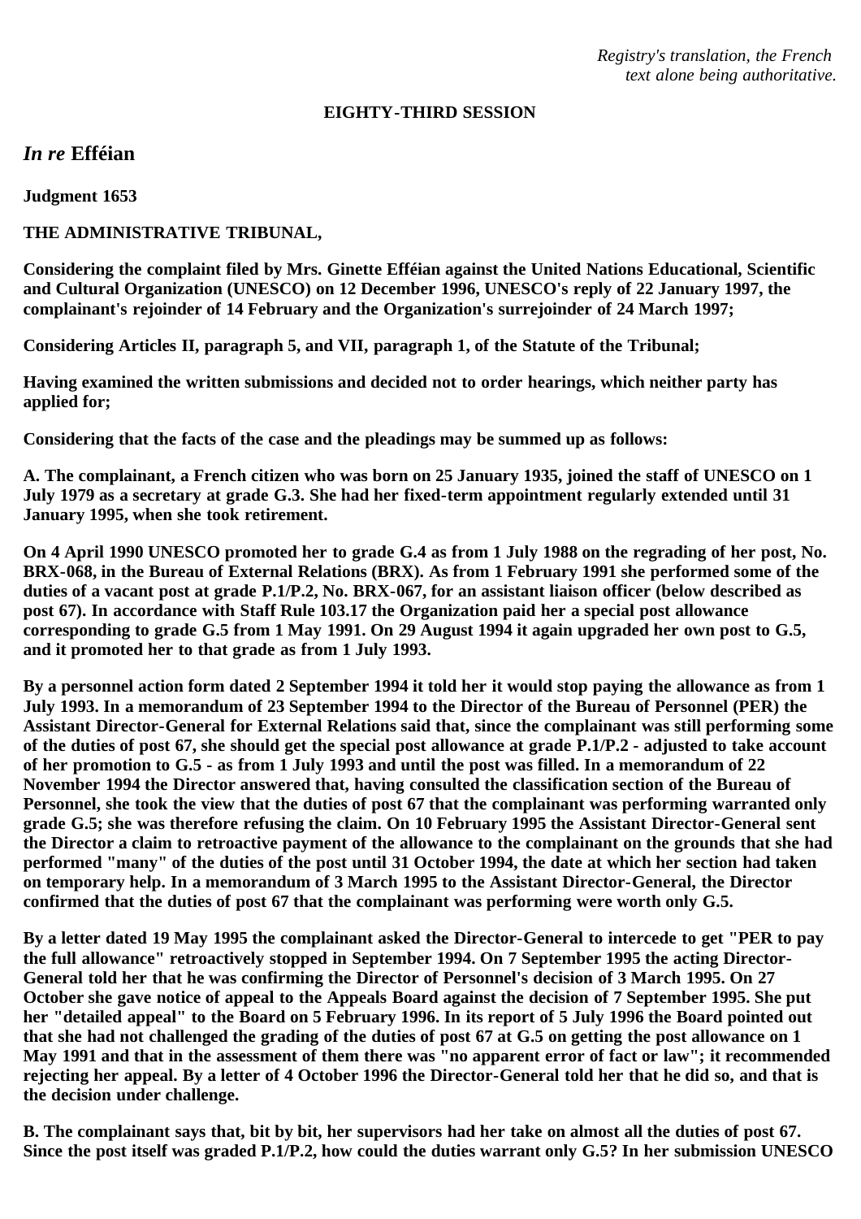*Registry's translation, the French text alone being authoritative.*

**EIGHTY-THIRD SESSION**

## *In re* Efféian

**Judgment 1653**

**THE ADMINISTRATIVE TRIBUNAL,**

**Considering the complaint filed by Mrs. Ginette Efféian against the United Nations Educational, Scientific and Cultural Organization (UNESCO) on 12 December 1996, UNESCO's reply of 22 January 1997, the complainant's rejoinder of 14 February and the Organization's surrejoinder of 24 March 1997;**

**Considering Articles II, paragraph 5, and VII, paragraph 1, of the Statute of the Tribunal;**

**Having examined the written submissions and decided not to order hearings, which neither party has applied for;**

**Considering that the facts of the case and the pleadings may be summed up as follows:**

**A. The complainant, a French citizen who was born on 25 January 1935, joined the staff of UNESCO on 1 July 1979 as a secretary at grade G.3. She had her fixed-term appointment regularly extended until 31 January 1995, when she took retirement.**

**On 4 April 1990 UNESCO promoted her to grade G.4 as from 1 July 1988 on the regrading of her post, No. BRX-068, in the Bureau of External Relations (BRX). As from 1 February 1991 she performed some of the duties of a vacant post at grade P.1/P.2, No. BRX-067, for an assistant liaison officer (below described as post 67). In accordance with Staff Rule 103.17 the Organization paid her a special post allowance corresponding to grade G.5 from 1 May 1991. On 29 August 1994 it again upgraded her own post to G.5, and it promoted her to that grade as from 1 July 1993.**

**By a personnel action form dated 2 September 1994 it told her it would stop paying the allowance as from 1 July 1993. In a memorandum of 23 September 1994 to the Director of the Bureau of Personnel (PER) the Assistant Director-General for External Relations said that, since the complainant was still performing some of the duties of post 67, she should get the special post allowance at grade P.1/P.2 - adjusted to take account of her promotion to G.5 - as from 1 July 1993 and until the post was filled. In a memorandum of 22 November 1994 the Director answered that, having consulted the classification section of the Bureau of Personnel, she took the view that the duties of post 67 that the complainant was performing warranted only grade G.5; she was therefore refusing the claim. On 10 February 1995 the Assistant Director-General sent the Director a claim to retroactive payment of the allowance to the complainant on the grounds that she had performed "many" of the duties of the post until 31 October 1994, the date at which her section had taken on temporary help. In a memorandum of 3 March 1995 to the Assistant Director-General, the Director confirmed that the duties of post 67 that the complainant was performing were worth only G.5.**

**By a letter dated 19 May 1995 the complainant asked the Director-General to intercede to get "PER to pay the full allowance" retroactively stopped in September 1994. On 7 September 1995 the acting Director-General told her that he was confirming the Director of Personnel's decision of 3 March 1995. On 27 October she gave notice of appeal to the Appeals Board against the decision of 7 September 1995. She put her "detailed appeal" to the Board on 5 February 1996. In its report of 5 July 1996 the Board pointed out that she had not challenged the grading of the duties of post 67 at G.5 on getting the post allowance on 1 May 1991 and that in the assessment of them there was "no apparent error of fact or law"; it recommended rejecting her appeal. By a letter of 4 October 1996 the Director-General told her that he did so, and that is the decision under challenge.**

**B. The complainant says that, bit by bit, her supervisors had her take on almost all the duties of post 67. Since the post itself was graded P.1/P.2, how could the duties warrant only G.5? In her submission UNESCO**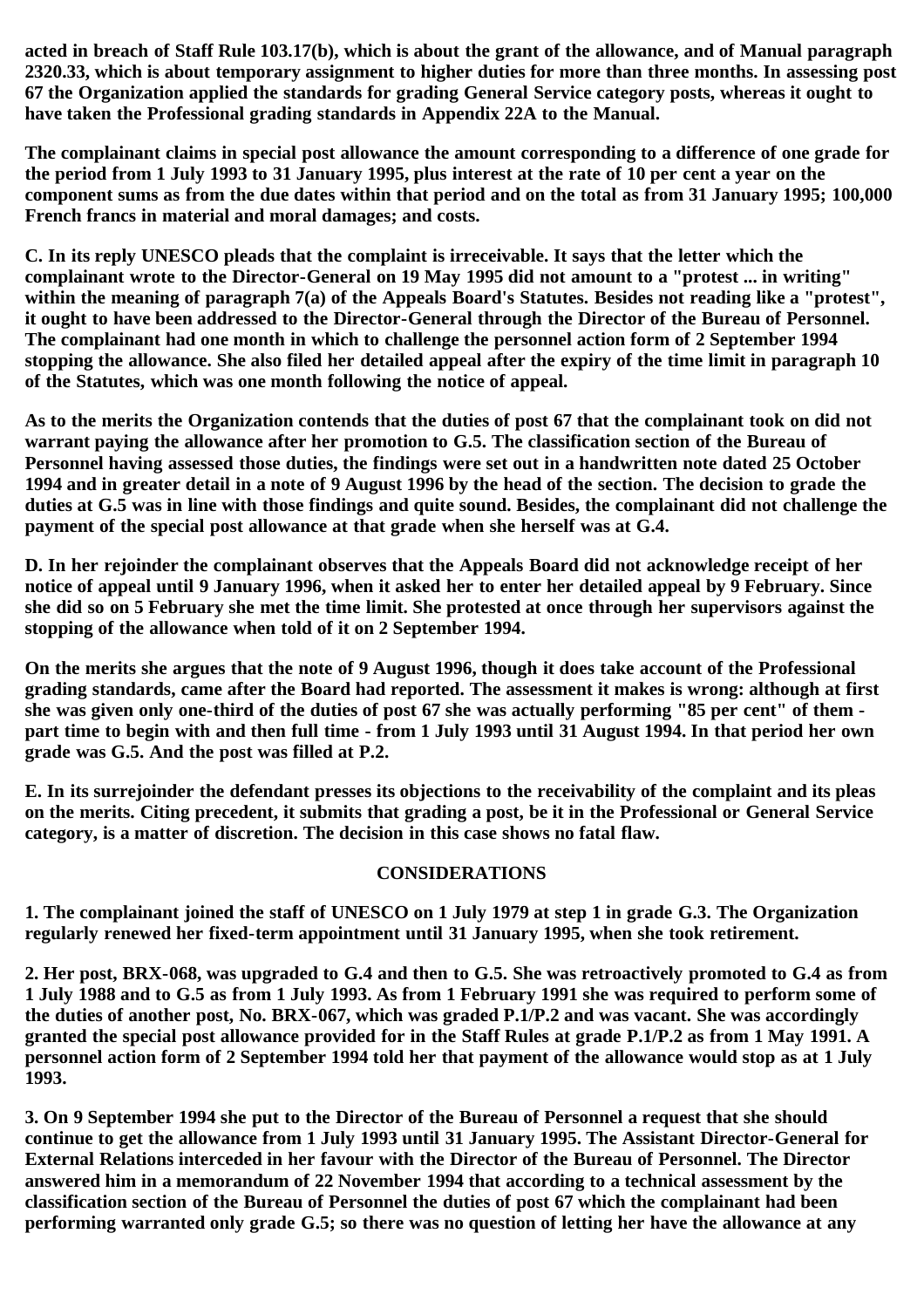acted in breach of Staff Rule 103.17(b), which is about the grant of the allowance, and of Manual paragraph 2320.33, which is about temporary assignment to higher duties for more than three months. In assessing post 67 the Organization applied the standards for grading General Service category posts, whereas it ought to have taken the Professional grading standards in Appendix 22A to the Manual.

The complainant claims in special post allowance the amount corresponding to a difference of one grade for the period from 1 July 1993 to 31 January 1995, plus interest at the rate of 10 per cent a year on the component sums as from the due dates within that period and on the total as from 31 January 1995; 100,000 French francs in material and moral damages; and costs.

C. In its reply UNESCO pleads that the complaint is irreceivable. It says that the letter which the complainant wrote to the Director-General on 19 May 1995 did not amount to a "protest ... in writing" within the meaning of paragraph 7(a) of the Appeals Board's Statutes. Besides not reading like a "protest", it ought to have been addressed to the Director-General through the Director of the Bureau of Personnel. The complainant had one month in which to challenge the personnel action form of 2 September 1994 stopping the allowance. She also filed her detailed appeal after the expiry of the time limit in paragraph 10 of the Statutes, which was one month following the notice of appeal.

As to the merits the Organization contends that the duties of post 67 that the complainant took on did not warrant paying the allowance after her promotion to G.5. The classification section of the Bureau of Personnel having assessed those duties, the findings were set out in a handwritten note dated 25 October 1994 and in greater detail in a note of 9 August 1996 by the head of the section. The decision to grade the duties at G.5 was in line with those findings and quite sound. Besides, the complainant did not challenge the payment of the special post allowance at that grade when she herself was at G.4.

D. In her rejoinder the complainant observes that the Appeals Board did not acknowledge receipt of her notice of appeal until 9 January 1996, when it asked her to enter her detailed appeal by 9 February. Since she did so on 5 February she met the time limit. She protested at once through her supervisors against the stopping of the allowance when told of it on 2 September 1994.

On the merits she argues that the note of 9 August 1996, though it does take account of the Professional grading standards, came after the Board had reported. The assessment it makes is wrong: although at first she was given only one-third of the duties of post 67 she was actually performing "85 per cent" of them - part time to begin with and then full time - from 1 July 1993 until 31 August 1994. In that period her own grade was G.5. And the post was filled at P.2.

E. In its surrejoinder the defendant presses its objections to the receivability of the complaint and its pleas on the merits. Citing precedent, it submits that grading a post, be it in the Professional or General Service category, is a matter of discretion. The decision in this case shows no fatal flaw.

## CONSIDERATIONS

1. The complainant joined the staff of UNESCO on 1 July 1979 at step 1 in grade G.3. The Organization regularly renewed her fixed-term appointment until 31 January 1995, when she took retirement.

2. Her post, BRX-068, was upgraded to G.4 and then to G.5. She was retroactively promoted to G.4 as from 1 July 1988 and to G.5 as from 1 July 1993. As from 1 February 1991 she was required to perform some of the duties of another post, No. BRX-067, which was graded P.1/P.2 and was vacant. She was accordingly granted the special post allowance provided for in the Staff Rules at grade P.1/P.2 as from 1 May 1991. A personnel action form of 2 September 1994 told her that payment of the allowance would stop as at 1 July 1993.

3. On 9 September 1994 she put to the Director of the Bureau of Personnel a request that she should continue to get the allowance from 1 July 1993 until 31 January 1995. The Assistant Director-General for External Relations interceded in her favour with the Director of the Bureau of Personnel. The Director answered him in a memorandum of 22 November 1994 that according to a technical assessment by the classification section of the Bureau of Personnel the duties of post 67 which the complainant had been performing warranted only grade G.5; so there was no question of letting her have the allowance at any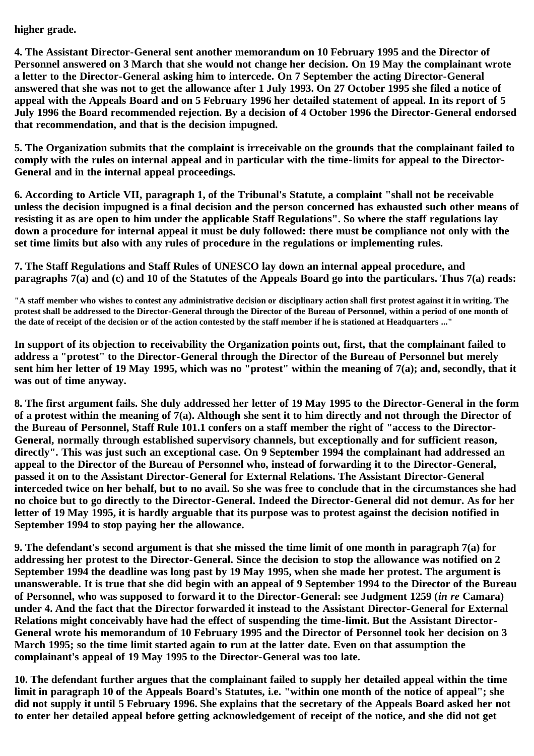**higher grade.**

**4. The Assistant Director-General sent another memorandum on 10 February 1995 and the Director of Personnel answered on 3 March that she would not change her decision. On 19 May the complainant wrote a letter to the Director-General asking him to intercede. On 7 September the acting Director-General answered that she was not to get the allowance after 1 July 1993. On 27 October 1995 she filed a notice of appeal with the Appeals Board and on 5 February 1996 her detailed statement of appeal. In its report of 5 July 1996 the Board recommended rejection. By a decision of 4 October 1996 the Director-General endorsed that recommendation, and that is the decision impugned.**

**5. The Organization submits that the complaint is irreceivable on the grounds that the complainant failed to comply with the rules on internal appeal and in particular with the time-limits for appeal to the Director-General and in the internal appeal proceedings.**

**6. According to Article VII, paragraph 1, of the Tribunal's Statute, a complaint "shall not be receivable unless the decision impugned is a final decision and the person concerned has exhausted such other means of resisting it as are open to him under the applicable Staff Regulations". So where the staff regulations lay down a procedure for internal appeal it must be duly followed: there must be compliance not only with the set time limits but also with any rules of procedure in the regulations or implementing rules.**

**7. The Staff Regulations and Staff Rules of UNESCO lay down an internal appeal procedure, and paragraphs 7(a) and (c) and 10 of the Statutes of the Appeals Board go into the particulars. Thus 7(a) reads:**

**"A staff member who wishes to contest any administrative decision or disciplinary action shall first protest against it in writing. The protest shall be addressed to the Director-General through the Director of the Bureau of Personnel, within a period of one month of the date of receipt of the decision or of the action contested by the staff member if he is stationed at Headquarters ..."**

**In support of its objection to receivability the Organization points out, first, that the complainant failed to address a "protest" to the Director-General through the Director of the Bureau of Personnel but merely sent him her letter of 19 May 1995, which was no "protest" within the meaning of 7(a); and, secondly, that it was out of time anyway.**

**8. The first argument fails. She duly addressed her letter of 19 May 1995 to the Director-General in the form of a protest within the meaning of 7(a). Although she sent it to him directly and not through the Director of the Bureau of Personnel, Staff Rule 101.1 confers on a staff member the right of "access to the Director-General, normally through established supervisory channels, but exceptionally and for sufficient reason, directly". This was just such an exceptional case. On 9 September 1994 the complainant had addressed an appeal to the Director of the Bureau of Personnel who, instead of forwarding it to the Director-General, passed it on to the Assistant Director-General for External Relations. The Assistant Director-General interceded twice on her behalf, but to no avail. So she was free to conclude that in the circumstances she had no choice but to go directly to the Director-General. Indeed the Director-General did not demur. As for her letter of 19 May 1995, it is hardly arguable that its purpose was to protest against the decision notified in September 1994 to stop paying her the allowance.**

**9. The defendant's second argument is that she missed the time limit of one month in paragraph 7(a) for addressing her protest to the Director-General. Since the decision to stop the allowance was notified on 2 September 1994 the deadline was long past by 19 May 1995, when she made her protest. The argument is unanswerable. It is true that she did begin with an appeal of 9 September 1994 to the Director of the Bureau of Personnel, who was supposed to forward it to the Director-General: see Judgment 1259 (*in re* Camara) under 4. And the fact that the Director forwarded it instead to the Assistant Director-General for External Relations might conceivably have had the effect of suspending the time-limit. But the Assistant Director-General wrote his memorandum of 10 February 1995 and the Director of Personnel took her decision on 3 March 1995; so the time limit started again to run at the latter date. Even on that assumption the complainant's appeal of 19 May 1995 to the Director-General was too late.**

**10. The defendant further argues that the complainant failed to supply her detailed appeal within the time limit in paragraph 10 of the Appeals Board's Statutes, i.e. "within one month of the notice of appeal"; she did not supply it until 5 February 1996. She explains that the secretary of the Appeals Board asked her not to enter her detailed appeal before getting acknowledgement of receipt of the notice, and she did not get**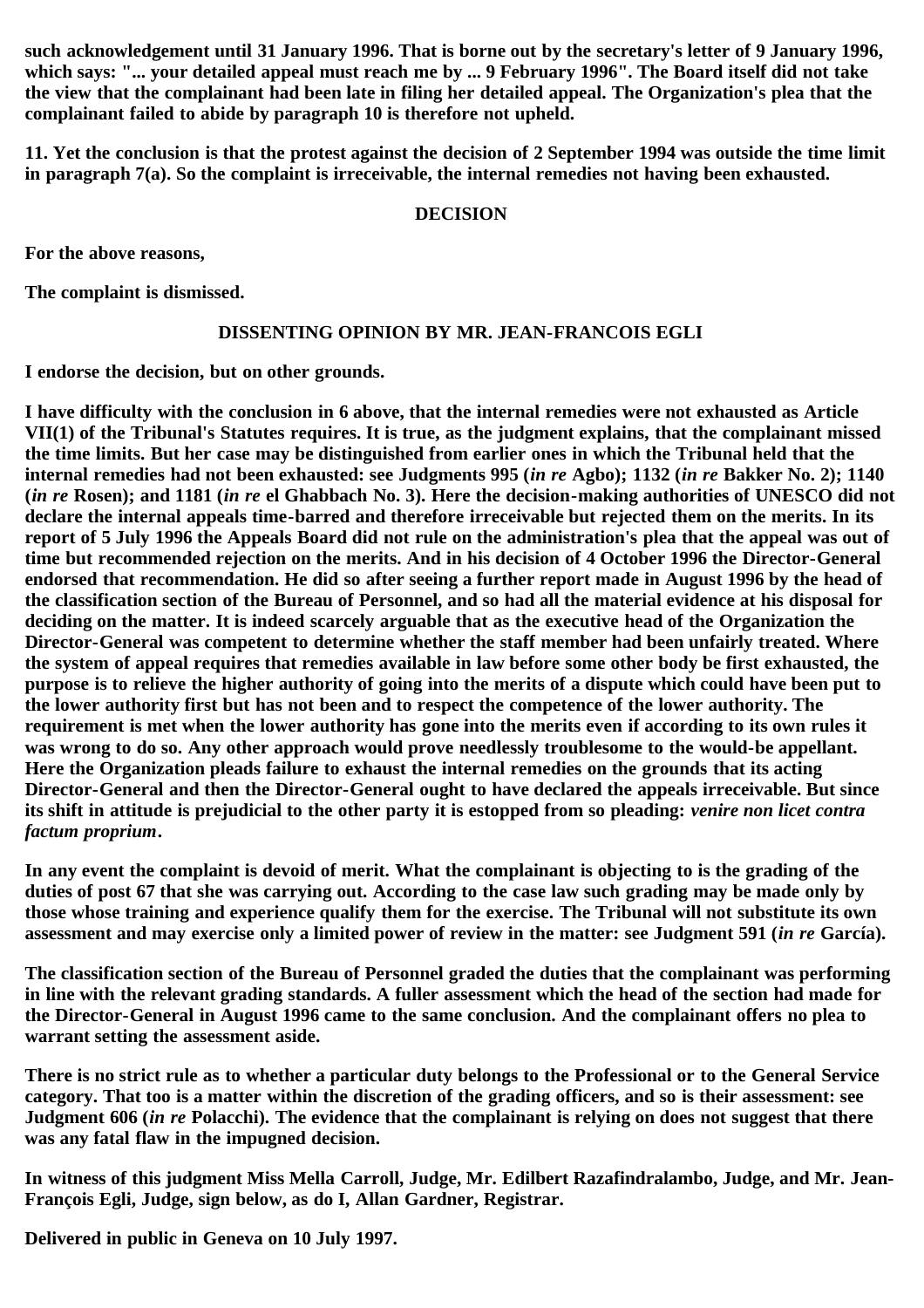**such acknowledgement until 31 January 1996. That is borne out by the secretary's letter of 9 January 1996, which says: "... your detailed appeal must reach me by ... 9 February 1996". The Board itself did not take the view that the complainant had been late in filing her detailed appeal. The Organization's plea that the complainant failed to abide by paragraph 10 is therefore not upheld.**

**11. Yet the conclusion is that the protest against the decision of 2 September 1994 was outside the time limit in paragraph 7(a). So the complaint is irreceivable, the internal remedies not having been exhausted.**

## DECISION

**For the above reasons,**

**The complaint is dismissed.**

## DISSENTING OPINION BY MR. JEAN-FRANCOIS EGLI

**I endorse the decision, but on other grounds.**

**I have difficulty with the conclusion in 6 above, that the internal remedies were not exhausted as Article VII(1) of the Tribunal's Statutes requires. It is true, as the judgment explains, that the complainant missed the time limits. But her case may be distinguished from earlier ones in which the Tribunal held that the internal remedies had not been exhausted: see Judgments 995 (*in re* Agbo); 1132 (*in re* Bakker No. 2); 1140 (*in re* Rosen); and 1181 (*in re* el Ghabbach No. 3). Here the decision-making authorities of UNESCO did not declare the internal appeals time-barred and therefore irreceivable but rejected them on the merits. In its report of 5 July 1996 the Appeals Board did not rule on the administration's plea that the appeal was out of time but recommended rejection on the merits. And in his decision of 4 October 1996 the Director-General endorsed that recommendation. He did so after seeing a further report made in August 1996 by the head of the classification section of the Bureau of Personnel, and so had all the material evidence at his disposal for deciding on the matter. It is indeed scarcely arguable that as the executive head of the Organization the Director-General was competent to determine whether the staff member had been unfairly treated. Where the system of appeal requires that remedies available in law before some other body be first exhausted, the purpose is to relieve the higher authority of going into the merits of a dispute which could have been put to the lower authority first but has not been and to respect the competence of the lower authority. The requirement is met when the lower authority has gone into the merits even if according to its own rules it was wrong to do so. Any other approach would prove needlessly troublesome to the would-be appellant. Here the Organization pleads failure to exhaust the internal remedies on the grounds that its acting Director-General and then the Director-General ought to have declared the appeals irreceivable. But since its shift in attitude is prejudicial to the other party it is estopped from so pleading: *venire non licet contra factum proprium*.**

**In any event the complaint is devoid of merit. What the complainant is objecting to is the grading of the duties of post 67 that she was carrying out. According to the case law such grading may be made only by those whose training and experience qualify them for the exercise. The Tribunal will not substitute its own assessment and may exercise only a limited power of review in the matter: see Judgment 591 (*in re* García).**

**The classification section of the Bureau of Personnel graded the duties that the complainant was performing in line with the relevant grading standards. A fuller assessment which the head of the section had made for the Director-General in August 1996 came to the same conclusion. And the complainant offers no plea to warrant setting the assessment aside.**

**There is no strict rule as to whether a particular duty belongs to the Professional or to the General Service category. That too is a matter within the discretion of the grading officers, and so is their assessment: see Judgment 606 (*in re* Polacchi). The evidence that the complainant is relying on does not suggest that there was any fatal flaw in the impugned decision.**

**In witness of this judgment Miss Mella Carroll, Judge, Mr. Edilbert Razafindralambo, Judge, and Mr. Jean-François Egli, Judge, sign below, as do I, Allan Gardner, Registrar.**

**Delivered in public in Geneva on 10 July 1997.**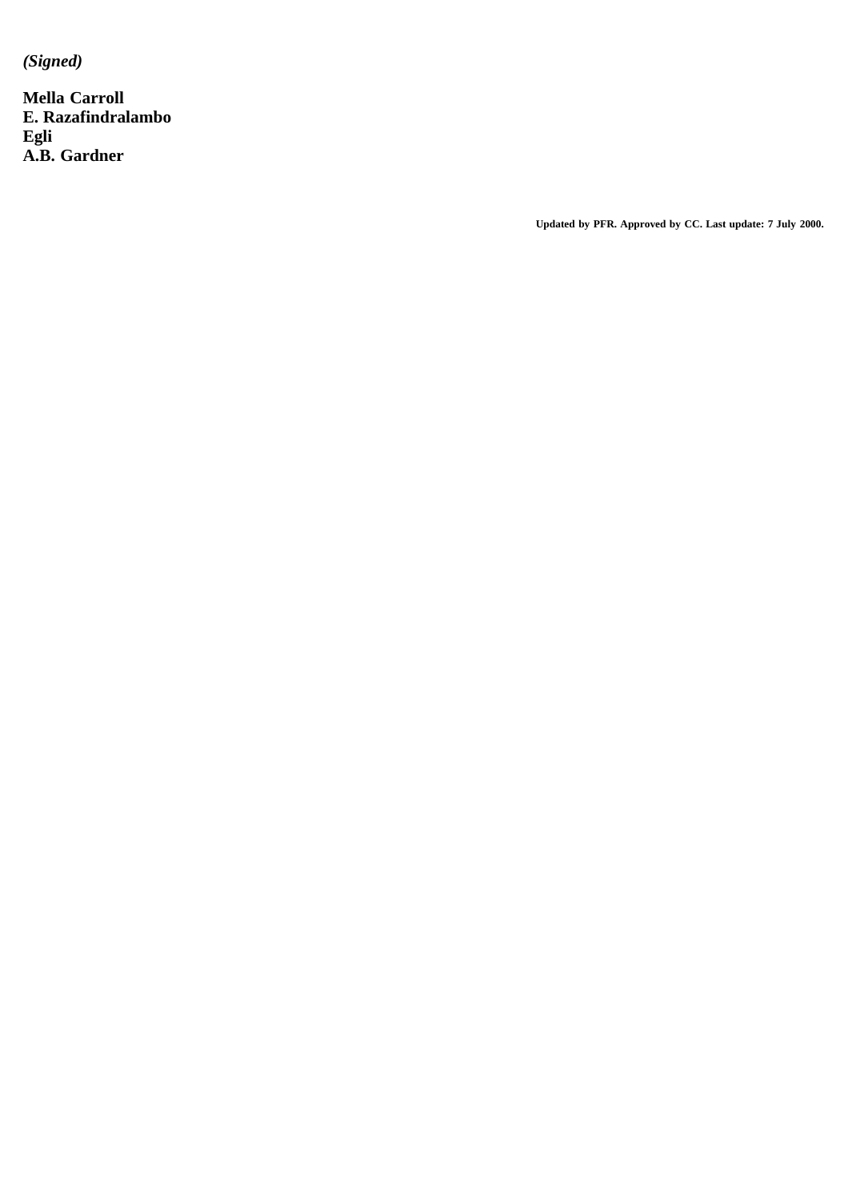*(Signed)*

**Mella Carroll**
**E. Razafindralambo**
**Egli**
**A.B. Gardner**

**Updated by PFR. Approved by CC. Last update: 7 July 2000.**